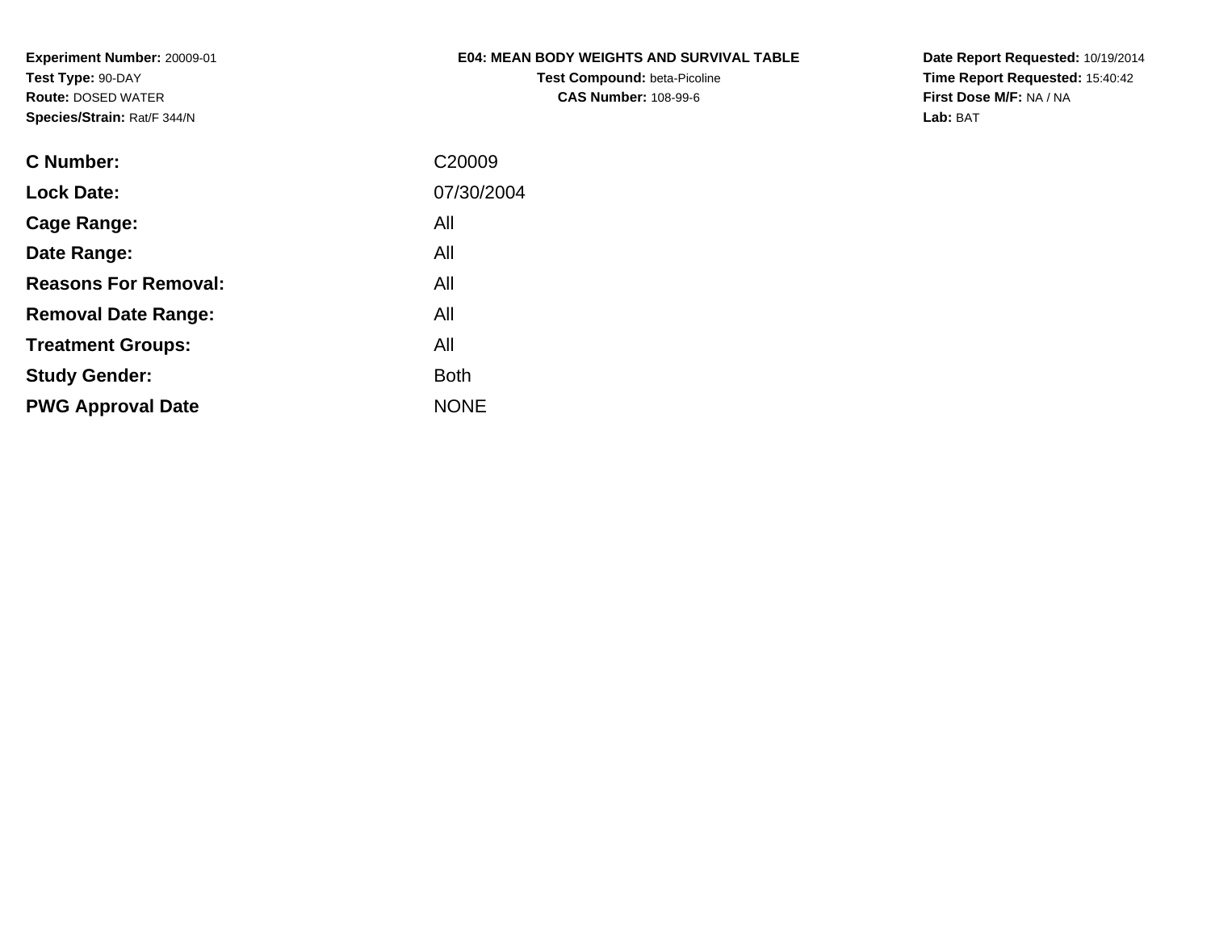**Experiment Number:** 20009-01
**Test Type:** 90-DAY
**Route:** DOSED WATER
**Species/Strain:** Rat/F 344/N

**E04: MEAN BODY WEIGHTS AND SURVIVAL TABLE**
**Test Compound:** beta-Picoline
**CAS Number:** 108-99-6

**Date Report Requested:** 10/19/2014
**Time Report Requested:** 15:40:42
**First Dose M/F:** NA / NA
**Lab:** BAT

| | |
|---|---|
| **C Number:** | C20009 |
| **Lock Date:** | 07/30/2004 |
| **Cage Range:** | All |
| **Date Range:** | All |
| **Reasons For Removal:** | All |
| **Removal Date Range:** | All |
| **Treatment Groups:** | All |
| **Study Gender:** | Both |
| **PWG Approval Date** | NONE |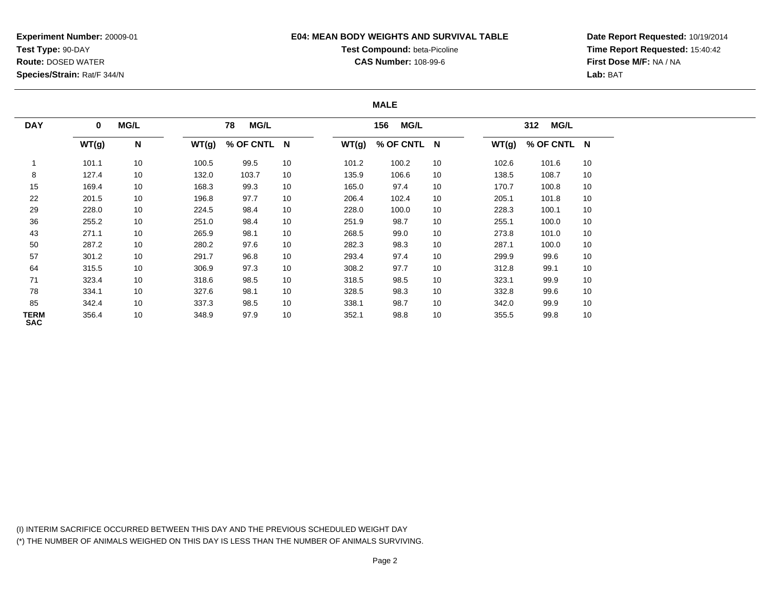**Experiment Number:** 20009-01
**Test Type:** 90-DAY
**Route:** DOSED WATER
**Species/Strain:** Rat/F 344/N

**E04: MEAN BODY WEIGHTS AND SURVIVAL TABLE**
**Test Compound:** beta-Picoline
**CAS Number:** 108-99-6

**Date Report Requested:** 10/19/2014
**Time Report Requested:** 15:40:42
**First Dose M/F:** NA / NA
**Lab:** BAT

**MALE**

| DAY | 0 MG/L | | 78 MG/L | | | 156 MG/L | | | 312 MG/L | | |
|---|---|---|---|---|---|---|---|---|---|---|---|
| | WT(g) | N | WT(g) | % OF CNTL | N | WT(g) | % OF CNTL | N | WT(g) | % OF CNTL | N |
| 1 | 101.1 | 10 | 100.5 | 99.5 | 10 | 101.2 | 100.2 | 10 | 102.6 | 101.6 | 10 |
| 8 | 127.4 | 10 | 132.0 | 103.7 | 10 | 135.9 | 106.6 | 10 | 138.5 | 108.7 | 10 |
| 15 | 169.4 | 10 | 168.3 | 99.3 | 10 | 165.0 | 97.4 | 10 | 170.7 | 100.8 | 10 |
| 22 | 201.5 | 10 | 196.8 | 97.7 | 10 | 206.4 | 102.4 | 10 | 205.1 | 101.8 | 10 |
| 29 | 228.0 | 10 | 224.5 | 98.4 | 10 | 228.0 | 100.0 | 10 | 228.3 | 100.1 | 10 |
| 36 | 255.2 | 10 | 251.0 | 98.4 | 10 | 251.9 | 98.7 | 10 | 255.1 | 100.0 | 10 |
| 43 | 271.1 | 10 | 265.9 | 98.1 | 10 | 268.5 | 99.0 | 10 | 273.8 | 101.0 | 10 |
| 50 | 287.2 | 10 | 280.2 | 97.6 | 10 | 282.3 | 98.3 | 10 | 287.1 | 100.0 | 10 |
| 57 | 301.2 | 10 | 291.7 | 96.8 | 10 | 293.4 | 97.4 | 10 | 299.9 | 99.6 | 10 |
| 64 | 315.5 | 10 | 306.9 | 97.3 | 10 | 308.2 | 97.7 | 10 | 312.8 | 99.1 | 10 |
| 71 | 323.4 | 10 | 318.6 | 98.5 | 10 | 318.5 | 98.5 | 10 | 323.1 | 99.9 | 10 |
| 78 | 334.1 | 10 | 327.6 | 98.1 | 10 | 328.5 | 98.3 | 10 | 332.8 | 99.6 | 10 |
| 85 | 342.4 | 10 | 337.3 | 98.5 | 10 | 338.1 | 98.7 | 10 | 342.0 | 99.9 | 10 |
| TERM SAC | 356.4 | 10 | 348.9 | 97.9 | 10 | 352.1 | 98.8 | 10 | 355.5 | 99.8 | 10 |

(I) INTERIM SACRIFICE OCCURRED BETWEEN THIS DAY AND THE PREVIOUS SCHEDULED WEIGHT DAY
(*) THE NUMBER OF ANIMALS WEIGHED ON THIS DAY IS LESS THAN THE NUMBER OF ANIMALS SURVIVING.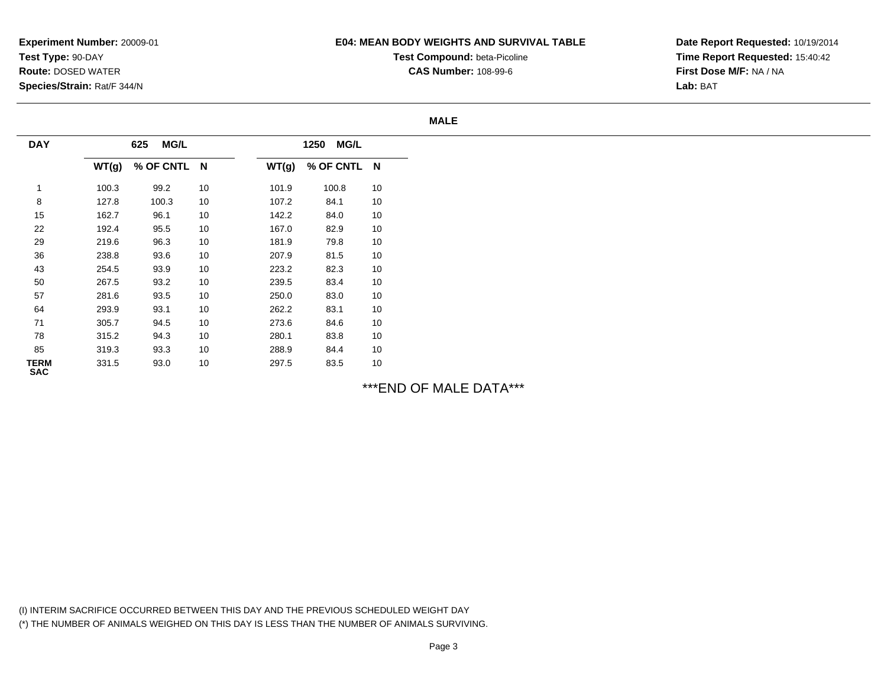**Experiment Number:** 20009-01
**Test Type:** 90-DAY
**Route:** DOSED WATER
**Species/Strain:** Rat/F 344/N

**E04: MEAN BODY WEIGHTS AND SURVIVAL TABLE**
**Test Compound:** beta-Picoline
**CAS Number:** 108-99-6

**Date Report Requested:** 10/19/2014
**Time Report Requested:** 15:40:42
**First Dose M/F:** NA / NA
**Lab:** BAT

**MALE**

| DAY | 625 MG/L | | | 1250 MG/L | | |
|---|---|---|---|---|---|---|
| | WT(g) | % OF CNTL | N | WT(g) | % OF CNTL | N |
| 1 | 100.3 | 99.2 | 10 | 101.9 | 100.8 | 10 |
| 8 | 127.8 | 100.3 | 10 | 107.2 | 84.1 | 10 |
| 15 | 162.7 | 96.1 | 10 | 142.2 | 84.0 | 10 |
| 22 | 192.4 | 95.5 | 10 | 167.0 | 82.9 | 10 |
| 29 | 219.6 | 96.3 | 10 | 181.9 | 79.8 | 10 |
| 36 | 238.8 | 93.6 | 10 | 207.9 | 81.5 | 10 |
| 43 | 254.5 | 93.9 | 10 | 223.2 | 82.3 | 10 |
| 50 | 267.5 | 93.2 | 10 | 239.5 | 83.4 | 10 |
| 57 | 281.6 | 93.5 | 10 | 250.0 | 83.0 | 10 |
| 64 | 293.9 | 93.1 | 10 | 262.2 | 83.1 | 10 |
| 71 | 305.7 | 94.5 | 10 | 273.6 | 84.6 | 10 |
| 78 | 315.2 | 94.3 | 10 | 280.1 | 83.8 | 10 |
| 85 | 319.3 | 93.3 | 10 | 288.9 | 84.4 | 10 |
| TERM SAC | 331.5 | 93.0 | 10 | 297.5 | 83.5 | 10 |

***END OF MALE DATA***

(I) INTERIM SACRIFICE OCCURRED BETWEEN THIS DAY AND THE PREVIOUS SCHEDULED WEIGHT DAY
(*) THE NUMBER OF ANIMALS WEIGHED ON THIS DAY IS LESS THAN THE NUMBER OF ANIMALS SURVIVING.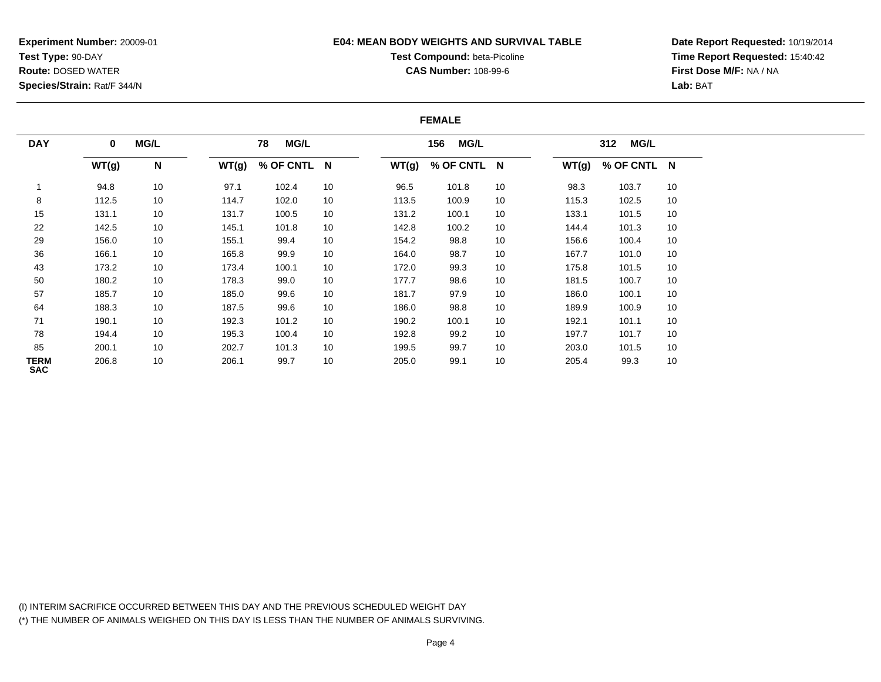**Experiment Number:** 20009-01
**Test Type:** 90-DAY
**Route:** DOSED WATER
**Species/Strain:** Rat/F 344/N

**E04: MEAN BODY WEIGHTS AND SURVIVAL TABLE**
**Test Compound:** beta-Picoline
**CAS Number:** 108-99-6

**Date Report Requested:** 10/19/2014
**Time Report Requested:** 15:40:42
**First Dose M/F:** NA / NA
**Lab:** BAT

**FEMALE**

| DAY | 0 MG/L | | 78 MG/L | | | 156 MG/L | | | 312 MG/L | | |
|---|---|---|---|---|---|---|---|---|---|---|---|
| | WT(g) | N | WT(g) | % OF CNTL | N | WT(g) | % OF CNTL | N | WT(g) | % OF CNTL | N |
| 1 | 94.8 | 10 | 97.1 | 102.4 | 10 | 96.5 | 101.8 | 10 | 98.3 | 103.7 | 10 |
| 8 | 112.5 | 10 | 114.7 | 102.0 | 10 | 113.5 | 100.9 | 10 | 115.3 | 102.5 | 10 |
| 15 | 131.1 | 10 | 131.7 | 100.5 | 10 | 131.2 | 100.1 | 10 | 133.1 | 101.5 | 10 |
| 22 | 142.5 | 10 | 145.1 | 101.8 | 10 | 142.8 | 100.2 | 10 | 144.4 | 101.3 | 10 |
| 29 | 156.0 | 10 | 155.1 | 99.4 | 10 | 154.2 | 98.8 | 10 | 156.6 | 100.4 | 10 |
| 36 | 166.1 | 10 | 165.8 | 99.9 | 10 | 164.0 | 98.7 | 10 | 167.7 | 101.0 | 10 |
| 43 | 173.2 | 10 | 173.4 | 100.1 | 10 | 172.0 | 99.3 | 10 | 175.8 | 101.5 | 10 |
| 50 | 180.2 | 10 | 178.3 | 99.0 | 10 | 177.7 | 98.6 | 10 | 181.5 | 100.7 | 10 |
| 57 | 185.7 | 10 | 185.0 | 99.6 | 10 | 181.7 | 97.9 | 10 | 186.0 | 100.1 | 10 |
| 64 | 188.3 | 10 | 187.5 | 99.6 | 10 | 186.0 | 98.8 | 10 | 189.9 | 100.9 | 10 |
| 71 | 190.1 | 10 | 192.3 | 101.2 | 10 | 190.2 | 100.1 | 10 | 192.1 | 101.1 | 10 |
| 78 | 194.4 | 10 | 195.3 | 100.4 | 10 | 192.8 | 99.2 | 10 | 197.7 | 101.7 | 10 |
| 85 | 200.1 | 10 | 202.7 | 101.3 | 10 | 199.5 | 99.7 | 10 | 203.0 | 101.5 | 10 |
| TERM SAC | 206.8 | 10 | 206.1 | 99.7 | 10 | 205.0 | 99.1 | 10 | 205.4 | 99.3 | 10 |

(I) INTERIM SACRIFICE OCCURRED BETWEEN THIS DAY AND THE PREVIOUS SCHEDULED WEIGHT DAY
(*) THE NUMBER OF ANIMALS WEIGHED ON THIS DAY IS LESS THAN THE NUMBER OF ANIMALS SURVIVING.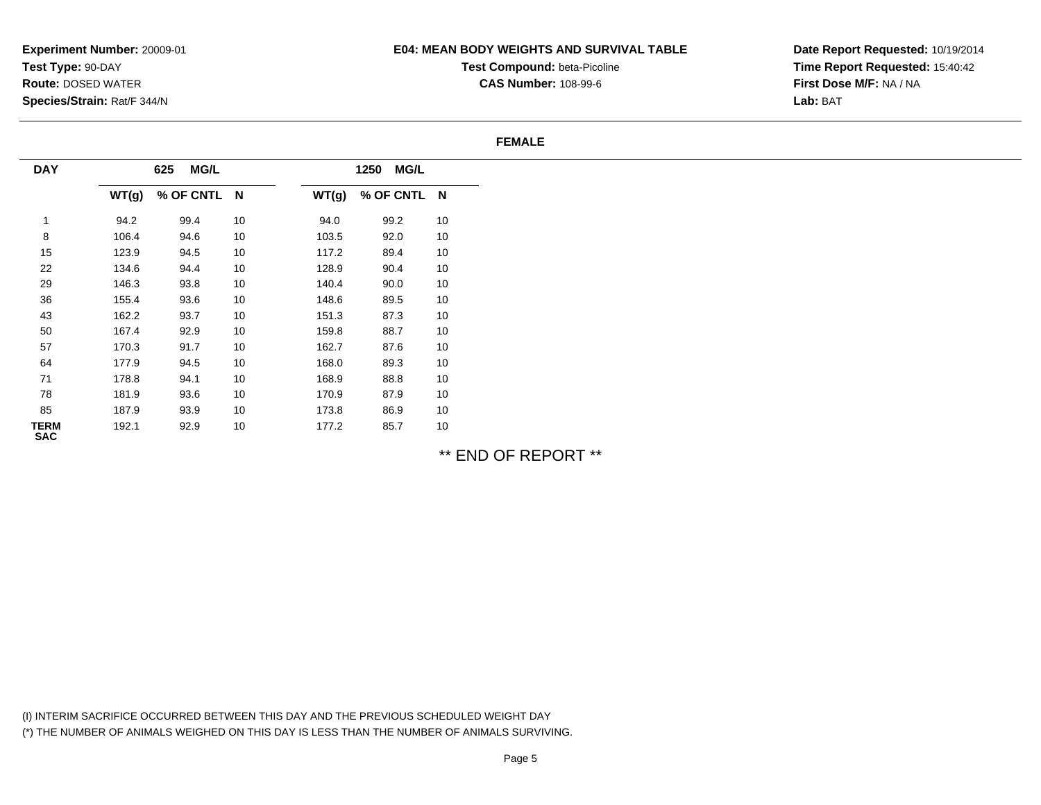**Experiment Number:** 20009-01
**Test Type:** 90-DAY
**Route:** DOSED WATER
**Species/Strain:** Rat/F 344/N

**E04: MEAN BODY WEIGHTS AND SURVIVAL TABLE**
**Test Compound:** beta-Picoline
**CAS Number:** 108-99-6

**Date Report Requested:** 10/19/2014
**Time Report Requested:** 15:40:42
**First Dose M/F:** NA / NA
**Lab:** BAT

**FEMALE**

| DAY | 625 MG/L | | | 1250 MG/L | | |
|---|---|---|---|---|---|---|
| | WT(g) | % OF CNTL | N | WT(g) | % OF CNTL | N |
| 1 | 94.2 | 99.4 | 10 | 94.0 | 99.2 | 10 |
| 8 | 106.4 | 94.6 | 10 | 103.5 | 92.0 | 10 |
| 15 | 123.9 | 94.5 | 10 | 117.2 | 89.4 | 10 |
| 22 | 134.6 | 94.4 | 10 | 128.9 | 90.4 | 10 |
| 29 | 146.3 | 93.8 | 10 | 140.4 | 90.0 | 10 |
| 36 | 155.4 | 93.6 | 10 | 148.6 | 89.5 | 10 |
| 43 | 162.2 | 93.7 | 10 | 151.3 | 87.3 | 10 |
| 50 | 167.4 | 92.9 | 10 | 159.8 | 88.7 | 10 |
| 57 | 170.3 | 91.7 | 10 | 162.7 | 87.6 | 10 |
| 64 | 177.9 | 94.5 | 10 | 168.0 | 89.3 | 10 |
| 71 | 178.8 | 94.1 | 10 | 168.9 | 88.8 | 10 |
| 78 | 181.9 | 93.6 | 10 | 170.9 | 87.9 | 10 |
| 85 | 187.9 | 93.9 | 10 | 173.8 | 86.9 | 10 |
| TERM SAC | 192.1 | 92.9 | 10 | 177.2 | 85.7 | 10 |

** END OF REPORT **

(I) INTERIM SACRIFICE OCCURRED BETWEEN THIS DAY AND THE PREVIOUS SCHEDULED WEIGHT DAY
(*) THE NUMBER OF ANIMALS WEIGHED ON THIS DAY IS LESS THAN THE NUMBER OF ANIMALS SURVIVING.